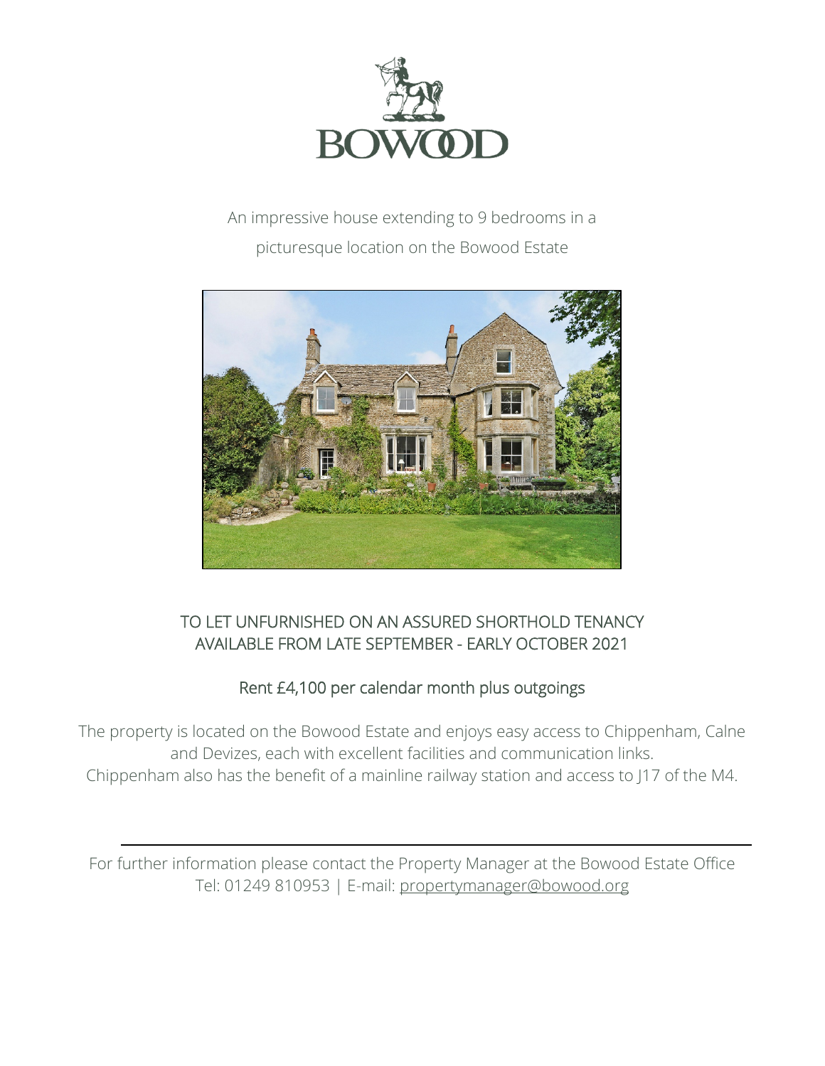# BOWOOD

An impressive house extending to 9 bedrooms in a picturesque location on the Bowood Estate

TO LET UNFURNISHED ON AN ASSURED SHORTHOLD TENANCY
AVAILABLE FROM LATE SEPTEMBER - EARLY OCTOBER 2021

Rent £4,100 per calendar month plus outgoings

The property is located on the Bowood Estate and enjoys easy access to Chippenham, Calne and Devizes, each with excellent facilities and communication links.
Chippenham also has the benefit of a mainline railway station and access to J17 of the M4.

---

For further information please contact the Property Manager at the Bowood Estate Office
Tel: 01249 810953 | E-mail: propertymanager@bowood.org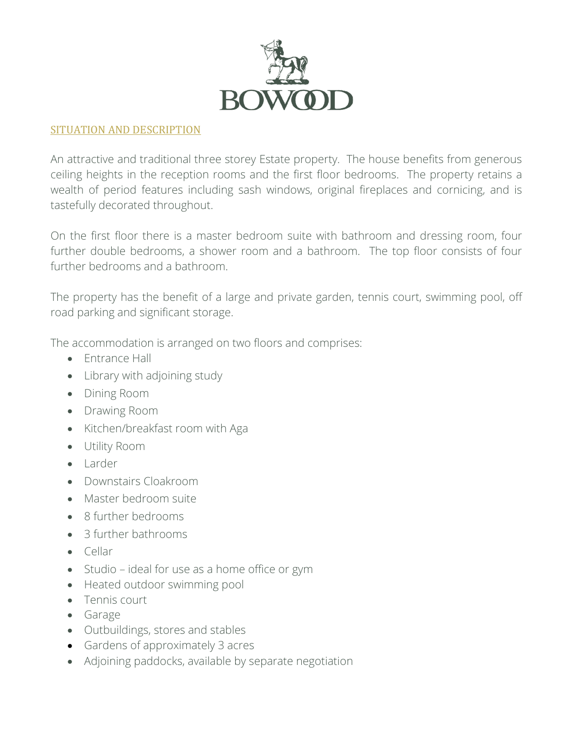BOWOOD

## SITUATION AND DESCRIPTION

An attractive and traditional three storey Estate property. The house benefits from generous ceiling heights in the reception rooms and the first floor bedrooms. The property retains a wealth of period features including sash windows, original fireplaces and cornicing, and is tastefully decorated throughout.

On the first floor there is a master bedroom suite with bathroom and dressing room, four further double bedrooms, a shower room and a bathroom. The top floor consists of four further bedrooms and a bathroom.

The property has the benefit of a large and private garden, tennis court, swimming pool, off road parking and significant storage.

The accommodation is arranged on two floors and comprises:

- Entrance Hall
- Library with adjoining study
- Dining Room
- Drawing Room
- Kitchen/breakfast room with Aga
- Utility Room
- Larder
- Downstairs Cloakroom
- Master bedroom suite
- 8 further bedrooms
- 3 further bathrooms
- Cellar
- Studio – ideal for use as a home office or gym
- Heated outdoor swimming pool
- Tennis court
- Garage
- Outbuildings, stores and stables
- Gardens of approximately 3 acres
- Adjoining paddocks, available by separate negotiation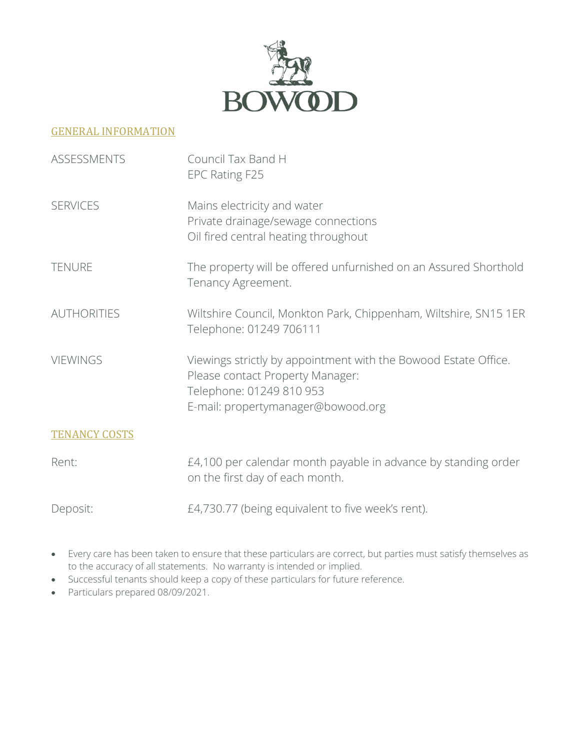BOWOOD

## GENERAL INFORMATION

| | |
|---|---|
| ASSESSMENTS | Council Tax Band H<br>EPC Rating F25 |
| SERVICES | Mains electricity and water<br>Private drainage/sewage connections<br>Oil fired central heating throughout |
| TENURE | The property will be offered unfurnished on an Assured Shorthold Tenancy Agreement. |
| AUTHORITIES | Wiltshire Council, Monkton Park, Chippenham, Wiltshire, SN15 1ER<br>Telephone: 01249 706111 |
| VIEWINGS | Viewings strictly by appointment with the Bowood Estate Office.<br>Please contact Property Manager:<br>Telephone: 01249 810 953<br>E-mail: propertymanager@bowood.org |

## TENANCY COSTS

| | |
|---|---|
| Rent: | £4,100 per calendar month payable in advance by standing order on the first day of each month. |
| Deposit: | £4,730.77 (being equivalent to five week's rent). |

- Every care has been taken to ensure that these particulars are correct, but parties must satisfy themselves as to the accuracy of all statements. No warranty is intended or implied.
- Successful tenants should keep a copy of these particulars for future reference.
- Particulars prepared 08/09/2021.